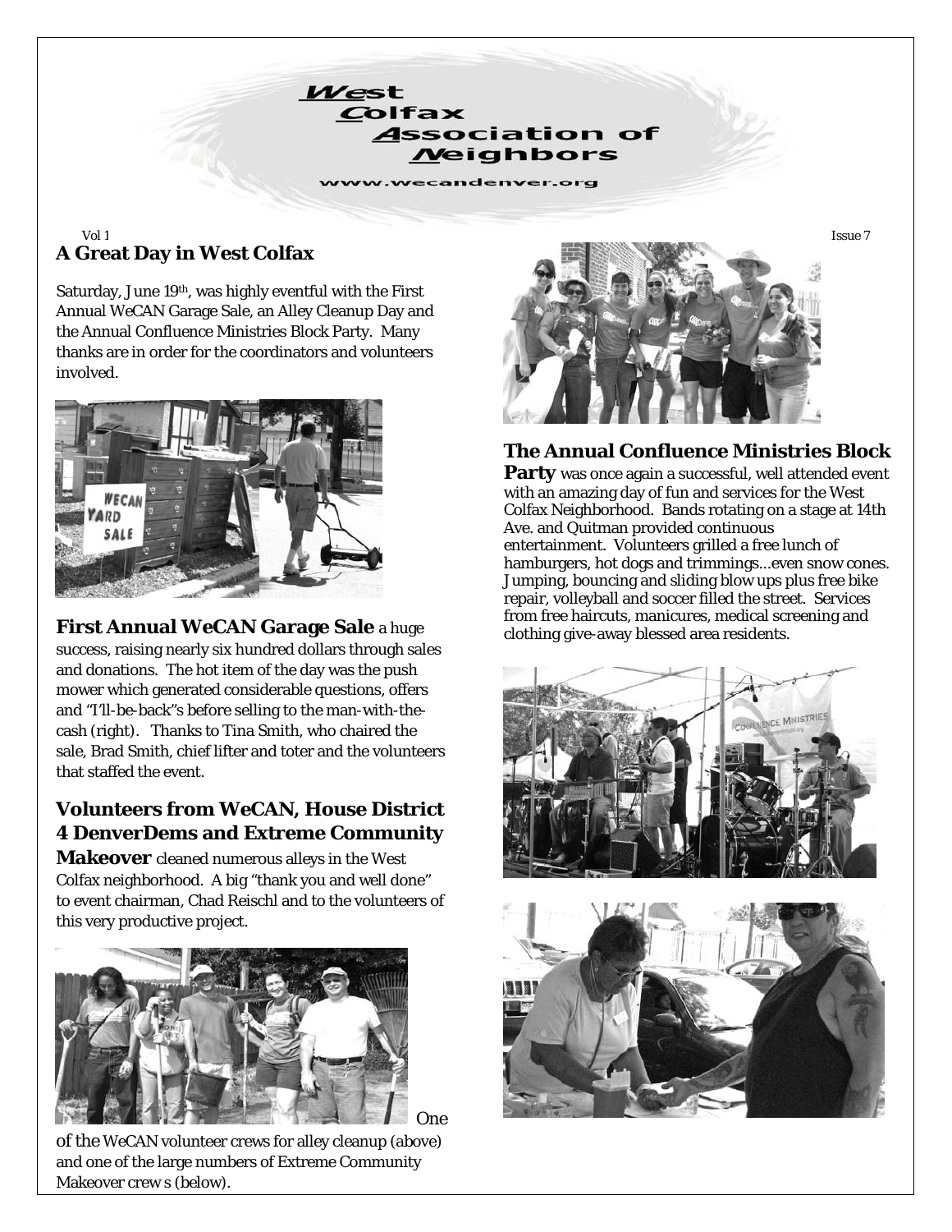# West Colfax Association of Neighbors

www.wecandenver.org

## A Great Day in West Colfax

Saturday, June 19th, was highly eventful with the First Annual WeCAN Garage Sale, an Alley Cleanup Day and the Annual Confluence Ministries Block Party. Many thanks are in order for the coordinators and volunteers involved.

**First Annual WeCAN Garage Sale** a huge success, raising nearly six hundred dollars through sales and donations. The hot item of the day was the push mower which generated considerable questions, offers and "I'll-be-back"s before selling to the man-with-the-cash (right). Thanks to Tina Smith, who chaired the sale, Brad Smith, chief lifter and toter and the volunteers that staffed the event.

**Volunteers from WeCAN, House District 4 DenverDems and Extreme Community Makeover** cleaned numerous alleys in the West Colfax neighborhood. A big "thank you and well done" to event chairman, Chad Reischl and to the volunteers of this very productive project.

One of the WeCAN volunteer crews for alley cleanup (above) and one of the large numbers of Extreme Community Makeover crew s (below).

**The Annual Confluence Ministries Block Party** was once again a successful, well attended event with an amazing day of fun and services for the West Colfax Neighborhood. Bands rotating on a stage at 14th Ave. and Quitman provided continuous entertainment. Volunteers grilled a free lunch of hamburgers, hot dogs and trimmings...even snow cones. Jumping, bouncing and sliding blow ups plus free bike repair, volleyball and soccer filled the street. Services from free haircuts, manicures, medical screening and clothing give-away blessed area residents.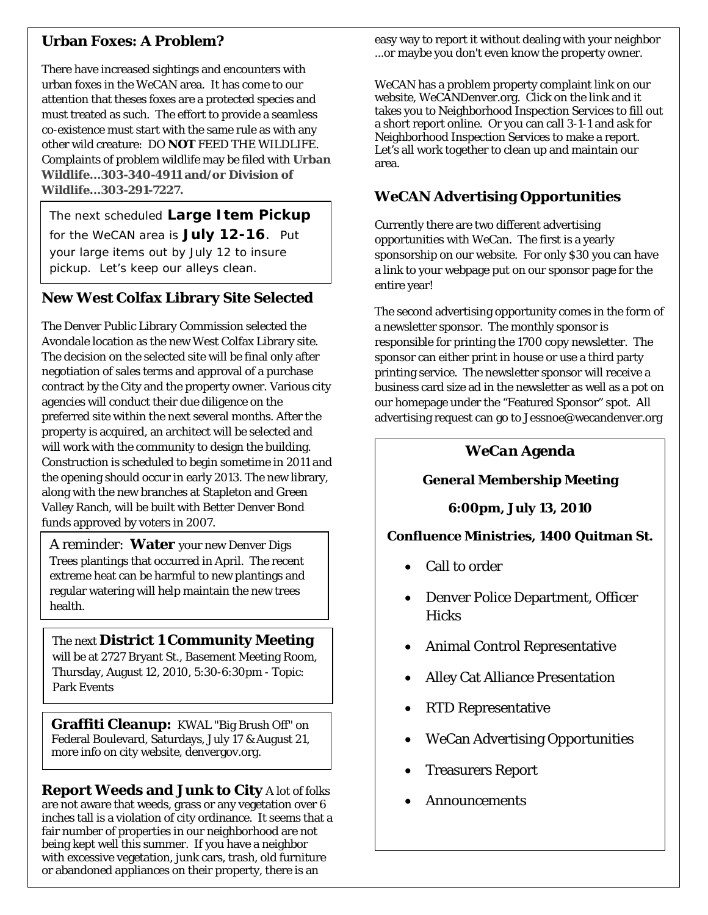## Urban Foxes: A Problem?

There have increased sightings and encounters with urban foxes in the WeCAN area. It has come to our attention that theses foxes are a protected species and must treated as such. The effort to provide a seamless co-existence must start with the same rule as with any other wild creature: DO **NOT** FEED THE WILDLIFE. Complaints of problem wildlife may be filed with **Urban Wildlife…303-340-4911 and/or Division of Wildlife…303-291-7227.**

The next scheduled **Large Item Pickup** for the WeCAN area is **July 12-16**. Put your large items out by July 12 to insure pickup. Let's keep our alleys clean.

## New West Colfax Library Site Selected

The Denver Public Library Commission selected the Avondale location as the new West Colfax Library site. The decision on the selected site will be final only after negotiation of sales terms and approval of a purchase contract by the City and the property owner. Various city agencies will conduct their due diligence on the preferred site within the next several months. After the property is acquired, an architect will be selected and will work with the community to design the building. Construction is scheduled to begin sometime in 2011 and the opening should occur in early 2013. The new library, along with the new branches at Stapleton and Green Valley Ranch, will be built with Better Denver Bond funds approved by voters in 2007.

A reminder: **Water** your new Denver Digs Trees plantings that occurred in April. The recent extreme heat can be harmful to new plantings and regular watering will help maintain the new trees health.

The next **District 1 Community Meeting** will be at 2727 Bryant St., Basement Meeting Room, Thursday, August 12, 2010, 5:30-6:30pm - Topic: Park Events

**Graffiti Cleanup:** KWAL "Big Brush Off" on Federal Boulevard, Saturdays, July 17 & August 21, more info on city website, denvergov.org.

**Report Weeds and Junk to City** A lot of folks are not aware that weeds, grass or any vegetation over 6 inches tall is a violation of city ordinance. It seems that a fair number of properties in our neighborhood are not being kept well this summer. If you have a neighbor with excessive vegetation, junk cars, trash, old furniture or abandoned appliances on their property, there is an easy way to report it without dealing with your neighbor ...or maybe you don't even know the property owner.

WeCAN has a problem property complaint link on our website, WeCANDenver.org. Click on the link and it takes you to Neighborhood Inspection Services to fill out a short report online. Or you can call 3-1-1 and ask for Neighborhood Inspection Services to make a report. Let's all work together to clean up and maintain our area.

## WeCAN Advertising Opportunities

Currently there are two different advertising opportunities with WeCan. The first is a yearly sponsorship on our website. For only $30 you can have a link to your webpage put on our sponsor page for the entire year!

The second advertising opportunity comes in the form of a newsletter sponsor. The monthly sponsor is responsible for printing the 1700 copy newsletter. The sponsor can either print in house or use a third party printing service. The newsletter sponsor will receive a business card size ad in the newsletter as well as a pot on our homepage under the "Featured Sponsor" spot. All advertising request can go to Jessnoe@wecandenver.org

### *WeCan Agenda*

**General Membership Meeting**

**6:00pm, July 13, 2010**

**Confluence Ministries, 1400 Quitman St.**

- Call to order
- Denver Police Department, Officer Hicks
- Animal Control Representative
- Alley Cat Alliance Presentation
- RTD Representative
- WeCan Advertising Opportunities
- Treasurers Report
- Announcements